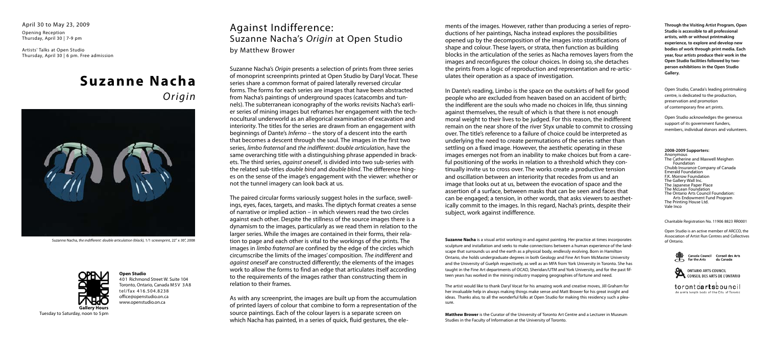April 30 to May 23, 2009

Opening Reception
Thursday, April 30 | 7-9 pm

Artists' Talks at Open Studio
Thursday, April 30 | 6 pm. Free admission

# Suzanne Nacha

## *Origin*

Suzanne Nacha, *the indifferent: double articulation (black)*, 1/1 screenprint, 22" x 30", 2008

**Open Studio**
401 Richmond Street W. Suite 104
Toronto, Ontario, Canada M5V 3A8
tel/fax 416.504.8238
office@openstudio.on.ca
www.openstudio.on.ca

**Gallery Hours**
Tuesday to Saturday, noon to 5pm

## Against Indifference: Suzanne Nacha's *Origin* at Open Studio

by Matthew Brower

Suzanne Nacha's *Origin* presents a selection of prints from three series of monoprint screenprints printed at Open Studio by Daryl Vocat. These series share a common format of paired laterally reversed circular forms. The forms for each series are images that have been abstracted from Nacha's paintings of underground spaces (catacombs and tunnels). The subterranean iconography of the works revisits Nacha's earlier series of mining images but reframes her engagement with the technocultural underworld as an allegorical examination of excavation and interiority. The titles for the series are drawn from an engagement with beginnings of Dante's *Inferno* – the story of a descent into the earth that becomes a descent through the soul. The images in the first two series, *limbo fraternal* and *the indifferent: double articulation*, have the same overarching title with a distinguishing phrase appended in brackets. The third series, *against oneself*, is divided into two sub-series with the related sub-titles *double bind* and *double blind*. The difference hinges on the sense of the image's engagement with the viewer: whether or not the tunnel imagery can look back at us.

The paired circular forms variously suggest holes in the surface, swellings, eyes, faces, targets, and masks. The diptych format creates a sense of narrative or implied action – in which viewers read the two circles against each other. Despite the stillness of the source images there is a dynamism to the images, particularly as we read them in relation to the larger series. While the images are contained in their forms, their relation to page and each other is vital to the workings of the prints. The images in *limbo fraternal* are confined by the edge of the circles which circumscribe the limits of the images' composition. *The indifferent* and *against oneself* are constructed differently; the elements of the images work to allow the forms to find an edge that articulates itself according to the requirements of the images rather than constructing them in relation to their frames.

As with any screenprint, the images are built up from the accumulation of printed layers of colour that combine to form a representation of the source paintings. Each of the colour layers is a separate screen on which Nacha has painted, in a series of quick, fluid gestures, the elements of the images. However, rather than producing a series of reproductions of her paintings, Nacha instead explores the possibilities opened up by the decomposition of the images into stratifications of shape and colour. These layers, or strata, then function as building blocks in the articulation of the series as Nacha removes layers from the images and reconfigures the colour choices. In doing so, she detaches the prints from a logic of reproduction and representation and re-articulates their operation as a space of investigation.

In Dante's reading, Limbo is the space on the outskirts of hell for good people who are excluded from heaven based on an accident of birth; the indifferent are the souls who made no choices in life, thus sinning against themselves, the result of which is that there is not enough moral weight to their lives to be judged. For this reason, the indifferent remain on the near shore of the river Styx unable to commit to crossing over. The title's reference to a failure of choice could be interpreted as underlying the need to create permutations of the series rather than settling on a fixed image. However, the aesthetic operating in these images emerges not from an inability to make choices but from a careful positioning of the works in relation to a threshold which they continually invite us to cross over. The works create a productive tension and oscillation between an interiority that recedes from us and an image that looks out at us, between the evocation of space and the assertion of a surface, between masks that can be seen and faces that can be engaged; a tension, in other words, that asks viewers to aesthetically commit to the images. In this regard, Nacha's prints, despite their subject, work against indifference.

**Suzanne Nacha** is a visual artist working in and against painting. Her practice at times incorporates sculpture and installation and seeks to make connections between a human experience of the landscape that surrounds us and the earth as a physical body, endlessly evolving. Born in Hamilton Ontario, she holds undergraduate degrees in both Geology and Fine Art from McMaster University and the University of Guelph respectively, as well as an MFA from York University in Toronto. She has taught in the Fine Art departments of OCAD, Sheridan/UTM and York University, and for the past fifteen years has worked in the mining industry mapping geographies of fortune and need.

The artist would like to thank Daryl Vocat for his amazing work and creative moves, Jill Graham for her invaluable help in always making things make sense and Matt Brower for his great insight and ideas. Thanks also, to all the wonderful folks at Open Studio for making this residency such a pleasure.

**Matthew Brower** is the Curator of the University of Toronto Art Centre and a Lecturer in Museum Studies in the Faculty of Information at the University of Toronto.

**Through the Visiting Artist Program, Open Studio is accessible to all professional artists, with or without printmaking experience, to explore and develop new bodies of work through print media. Each year, four artists produce their work in the Open Studio facilities followed by two-person exhibitions in the Open Studio Gallery.**

Open Studio, Canada's leading printmaking centre, is dedicated to the production, preservation and promotion of contemporary fine art prints.

Open Studio acknowledges the generous support of its government funders, members, individual donors and volunteers.

**2008-2009 Supporters:**
Anonymous
The Catherine and Maxwell Meighen Foundation
Chubb Insurance Company of Canada
Emerald Foundation
F.K. Morrow Foundation
The Gallery Wall Inc.
The Japanese Paper Place
The McLean Foundation
The Ontario Arts Council Foundation: Arts Endowment Fund Program
The Printing House Ltd.
Vale Inco

Charitable Registration No. 11906 8823 RR0001

Open Studio is an active member of ARCCO, the Association of Artist Run Centres and Collectives of Ontario.

Canada Council for the Arts / Conseil des Arts du Canada

Ontario Arts Council / Conseil des Arts de l'Ontario

torontoartscouncil
An arm's length body of the City of Toronto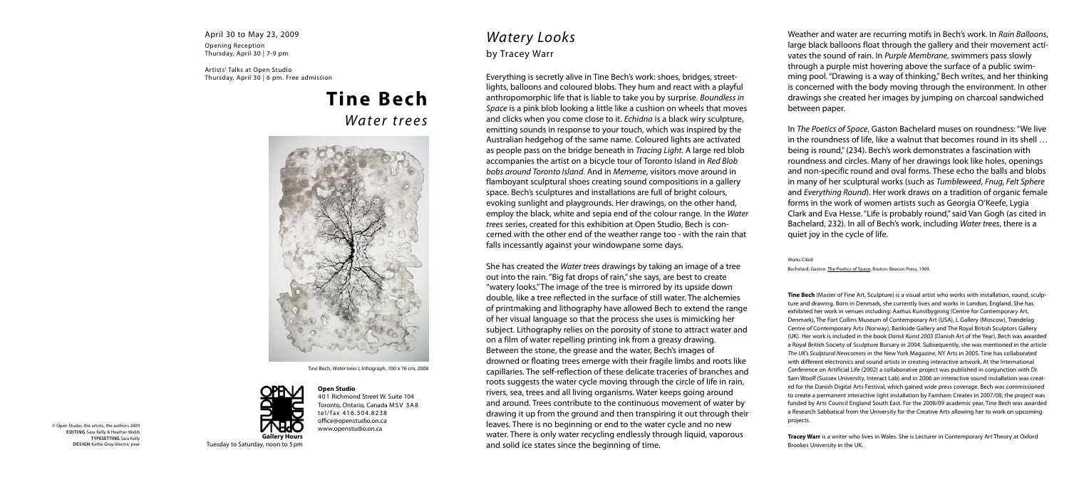April 30 to May 23, 2009

Opening Reception
Thursday, April 30 | 7-9 pm

Artists' Talks at Open Studio
Thursday, April 30 | 6 pm. Free admission

# Tine Bech

## *Water trees*

Tine Bech, *Water trees I*, lithograph, 100 x 76 cm, 2008

**Open Studio**
401 Richmond Street W. Suite 104
Toronto, Ontario, Canada M5V 3A8
tel/fax 416.504.8238
office@openstudio.on.ca
www.openstudio.on.ca

**Gallery Hours**
Tuesday to Saturday, noon to 5pm

© Open Studio, the artists, the authors 2009
**EDITING** Sara Kelly & Heather Webb
**TYPESETTING** Sara Kelly
**DESIGN** Kathe Gray/electric pear

# *Watery Looks*

by Tracey Warr

Everything is secretly alive in Tine Bech's work: shoes, bridges, street-lights, balloons and coloured blobs. They hum and react with a playful anthropomorphic life that is liable to take you by surprise. *Boundless in Space* is a pink blob looking a little like a cushion on wheels that moves and clicks when you come close to it. *Echidna* is a black wiry sculpture, emitting sounds in response to your touch, which was inspired by the Australian hedgehog of the same name. Coloured lights are activated as people pass on the bridge beneath in *Tracing Light*. A large red blob accompanies the artist on a bicycle tour of Toronto Island in *Red Blob bobs around Toronto Island*. And in *Mememe*, visitors move around in flamboyant sculptural shoes creating sound compositions in a gallery space. Bech's sculptures and installations are full of bright colours, evoking sunlight and playgrounds. Her drawings, on the other hand, employ the black, white and sepia end of the colour range. In the *Water trees* series, created for this exhibition at Open Studio, Bech is concerned with the other end of the weather range too - with the rain that falls incessantly against your windowpane some days.

She has created the *Water trees* drawings by taking an image of a tree out into the rain. "Big fat drops of rain," she says, are best to create "watery looks." The image of the tree is mirrored by its upside down double, like a tree reflected in the surface of still water. The alchemies of printmaking and lithography have allowed Bech to extend the range of her visual language so that the process she uses is mimicking her subject. Lithography relies on the porosity of stone to attract water and on a film of water repelling printing ink from a greasy drawing. Between the stone, the grease and the water, Bech's images of drowned or floating trees emerge with their fragile limbs and roots like capillaries. The self-reflection of these delicate traceries of branches and roots suggests the water cycle moving through the circle of life in rain, rivers, seas, trees and all living organisms. Water keeps going around and around. Trees contribute to the continuous movement of water by drawing it up from the ground and then transpiring it out through their leaves. There is no beginning or end to the water cycle and no new water. There is only water recycling endlessly through liquid, vaporous and solid ice states since the beginning of time.

Weather and water are recurring motifs in Bech's work. In *Rain Balloons*, large black balloons float through the gallery and their movement activates the sound of rain. In *Purple Membrane*, swimmers pass slowly through a purple mist hovering above the surface of a public swimming pool. "Drawing is a way of thinking," Bech writes, and her thinking is concerned with the body moving through the environment. In other drawings she created her images by jumping on charcoal sandwiched between paper.

In *The Poetics of Space*, Gaston Bachelard muses on roundness: "We live in the roundness of life, like a walnut that becomes round in its shell … being is round," (234). Bech's work demonstrates a fascination with roundness and circles. Many of her drawings look like holes, openings and non-specific round and oval forms. These echo the balls and blobs in many of her sculptural works (such as *Tumbleweed*, *Fnug*, *Felt Sphere* and *Everything Round*). Her work draws on a tradition of organic female forms in the work of women artists such as Georgia O'Keefe, Lygia Clark and Eva Hesse. "Life is probably round," said Van Gogh (as cited in Bachelard, 232). In all of Bech's work, including *Water trees*, there is a quiet joy in the cycle of life.

Works Cited

Bachelard, Gaston. The Poetics of Space. Boston: Beacon Press, 1969.

**Tine Bech** (Master of Fine Art, Sculpture) is a visual artist who works with installation, sound, sculpture and drawing. Born in Denmark, she currently lives and works in London, England. She has exhibited her work in venues including: Aarhus Kunstbygning (Centre for Contemporary Art, Denmark), The Fort Collins Museum of Contemporary Art (USA), L Gallery (Moscow), Trøndelag Centre of Contemporary Arts (Norway), Bankside Gallery and The Royal British Sculptors Gallery (UK). Her work is included in the book *Dansk Kunst 2003* (Danish Art of the Year). Bech was awarded a Royal British Society of Sculpture Bursary in 2004. Subsequently, she was mentioned in the article *The UK's Sculptural Newcomers* in the New York Magazine, NY Arts in 2005. Tine has collaborated with different electronics and sound artists in creating interactive artwork. At the International Conference on Artificial Life (2002) a collaborative project was published in conjunction with Dr. Sam Woolf (Sussex University, Interact Lab) and in 2006 an interactive sound installation was created for the Danish Digital Arts Festival, which gained wide press coverage. Bech was commissioned to create a permanent interactive light installation by Farnham Creates in 2007/08; the project was funded by Arts Council England South East. For the 2008/09 academic year, Tine Bech was awarded a Research Sabbatical from the University for the Creative Arts allowing her to work on upcoming projects.

**Tracey Warr** is a writer who lives in Wales. She is Lecturer in Contemporary Art Theory at Oxford Brookes University in the UK.